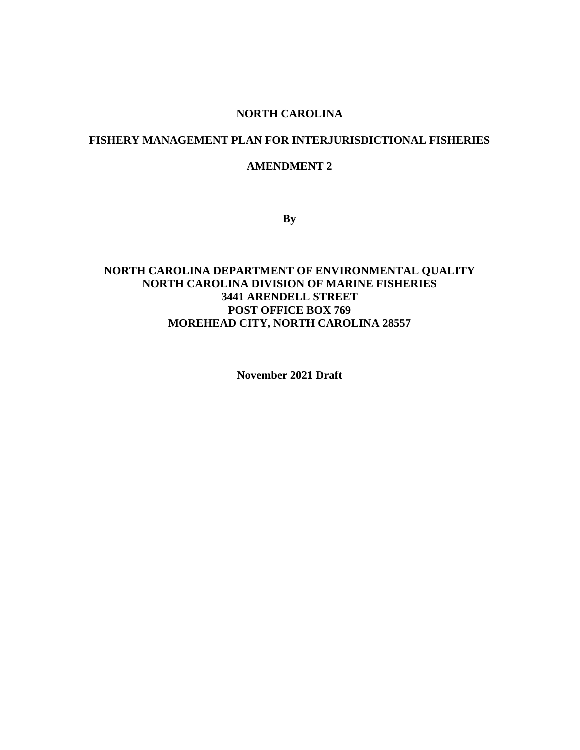**NORTH CAROLINA**

**FISHERY MANAGEMENT PLAN FOR INTERJURISDICTIONAL FISHERIES**

**AMENDMENT 2**

**By**

**NORTH CAROLINA DEPARTMENT OF ENVIRONMENTAL QUALITY**
**NORTH CAROLINA DIVISION OF MARINE FISHERIES**
**3441 ARENDELL STREET**
**POST OFFICE BOX 769**
**MOREHEAD CITY, NORTH CAROLINA 28557**

**November 2021 Draft**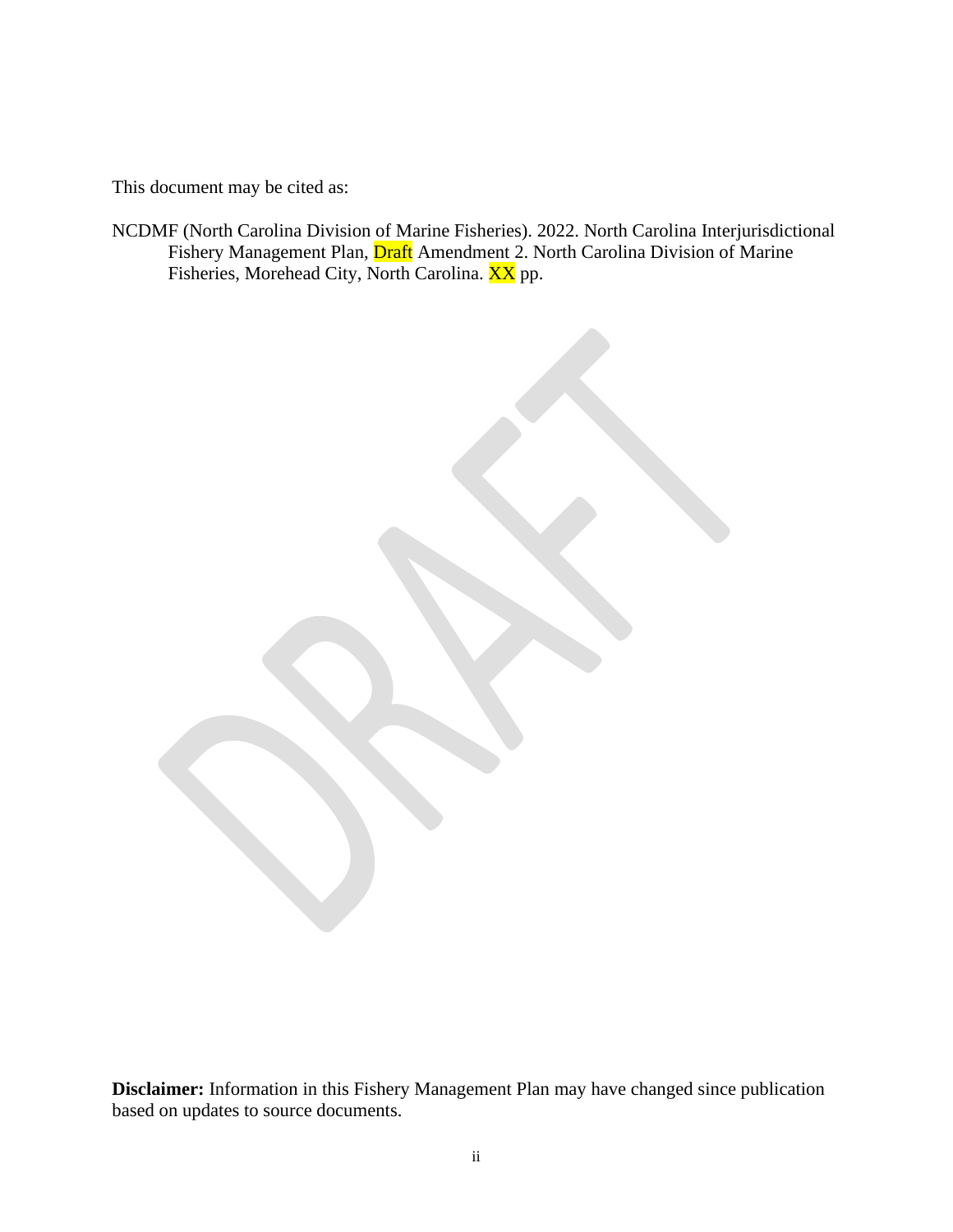This document may be cited as:

NCDMF (North Carolina Division of Marine Fisheries). 2022. North Carolina Interjurisdictional Fishery Management Plan, Draft Amendment 2. North Carolina Division of Marine Fisheries, Morehead City, North Carolina. XX pp.

**Disclaimer:** Information in this Fishery Management Plan may have changed since publication based on updates to source documents.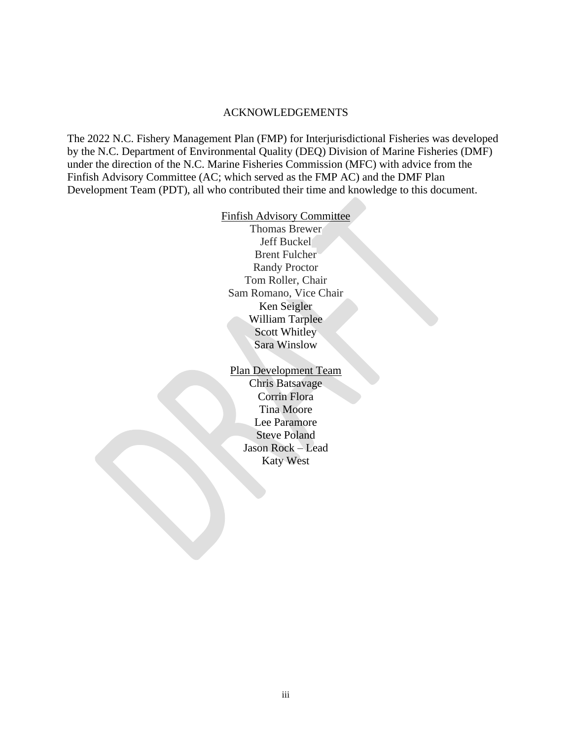# ACKNOWLEDGEMENTS

The 2022 N.C. Fishery Management Plan (FMP) for Interjurisdictional Fisheries was developed by the N.C. Department of Environmental Quality (DEQ) Division of Marine Fisheries (DMF) under the direction of the N.C. Marine Fisheries Commission (MFC) with advice from the Finfish Advisory Committee (AC; which served as the FMP AC) and the DMF Plan Development Team (PDT), all who contributed their time and knowledge to this document.

<u>Finfish Advisory Committee</u>

Thomas Brewer
Jeff Buckel
Brent Fulcher
Randy Proctor
Tom Roller, Chair
Sam Romano, Vice Chair
Ken Seigler
William Tarplee
Scott Whitley
Sara Winslow

<u>Plan Development Team</u>

Chris Batsavage
Corrin Flora
Tina Moore
Lee Paramore
Steve Poland
Jason Rock – Lead
Katy West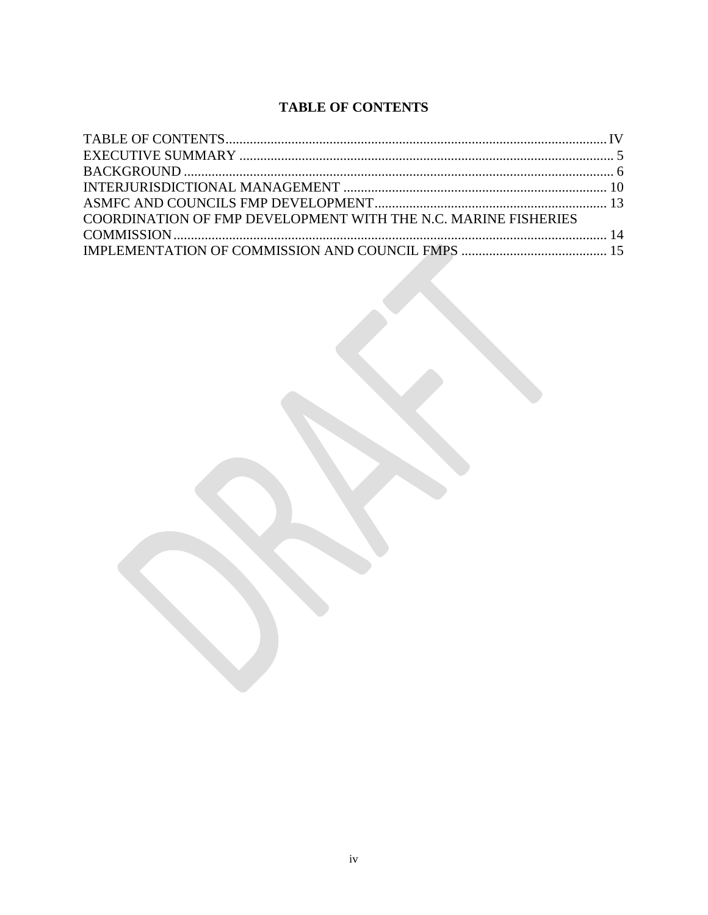# TABLE OF CONTENTS

TABLE OF CONTENTS .......... IV
EXECUTIVE SUMMARY .......... 5
BACKGROUND .......... 6
INTERJURISDICTIONAL MANAGEMENT .......... 10
ASMFC AND COUNCILS FMP DEVELOPMENT .......... 13
COORDINATION OF FMP DEVELOPMENT WITH THE N.C. MARINE FISHERIES COMMISSION .......... 14
IMPLEMENTATION OF COMMISSION AND COUNCIL FMPS .......... 15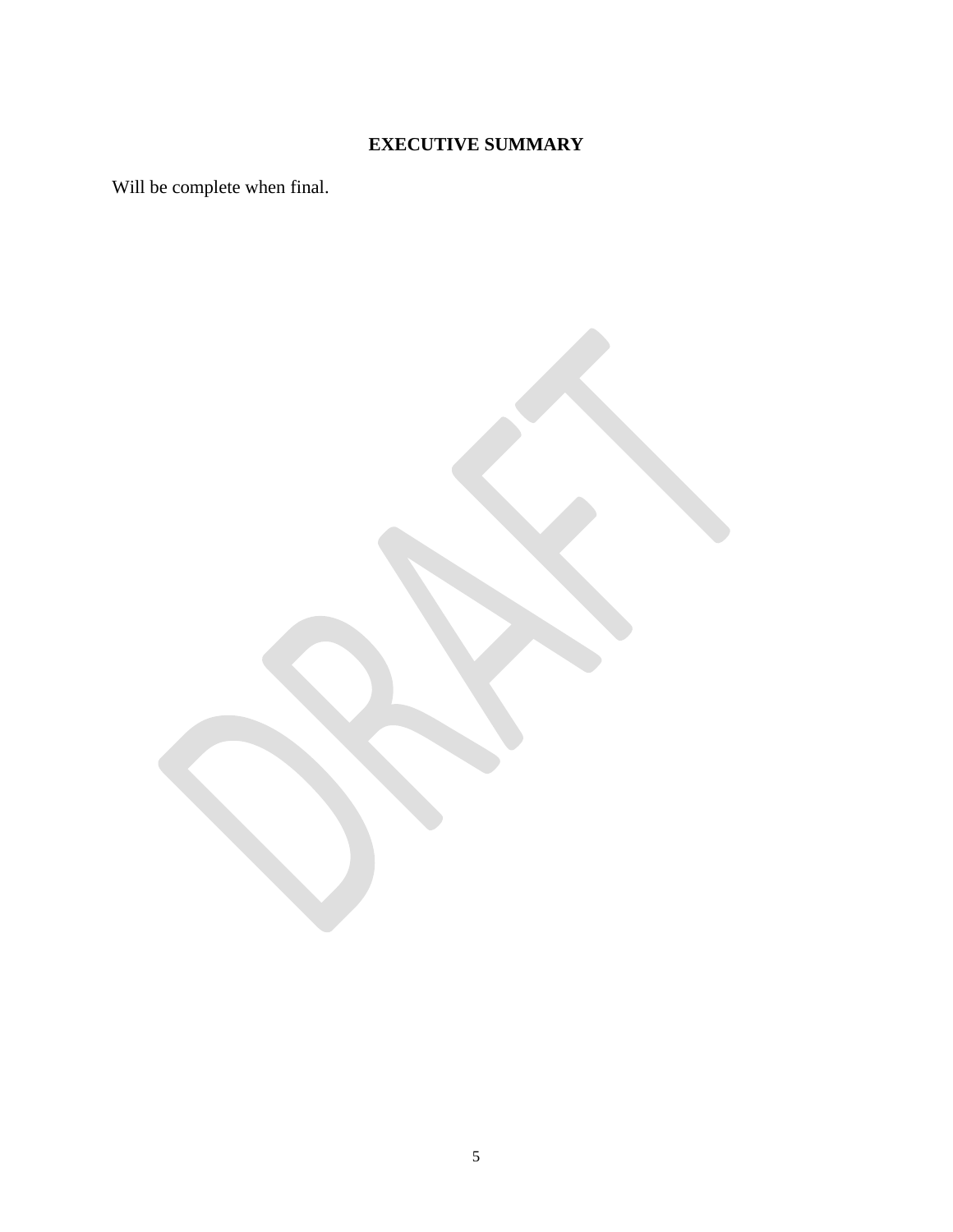## EXECUTIVE SUMMARY

Will be complete when final.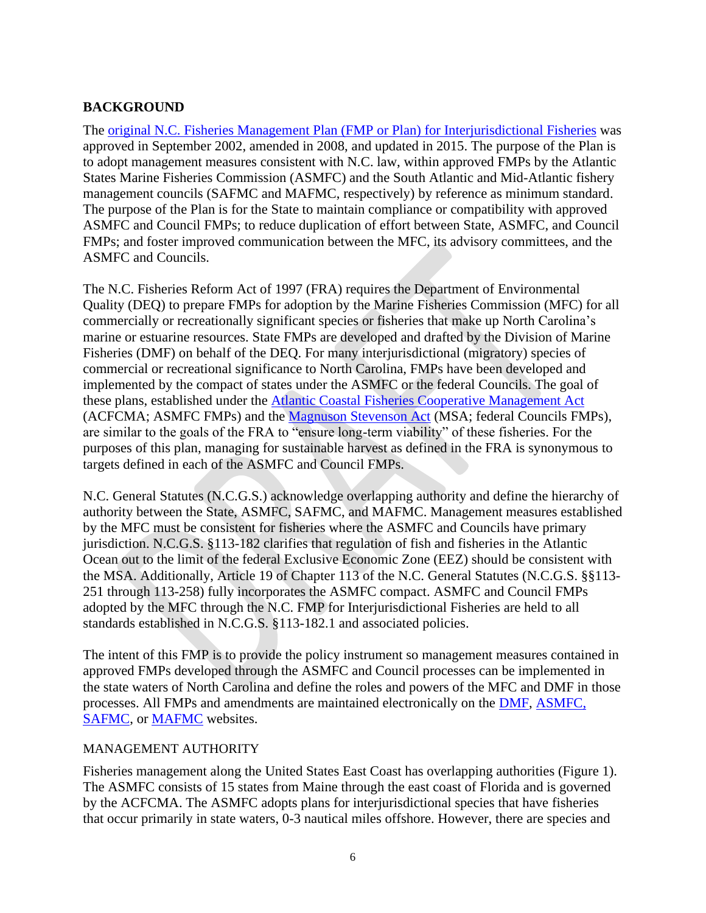## BACKGROUND

The original N.C. Fisheries Management Plan (FMP or Plan) for Interjurisdictional Fisheries was approved in September 2002, amended in 2008, and updated in 2015. The purpose of the Plan is to adopt management measures consistent with N.C. law, within approved FMPs by the Atlantic States Marine Fisheries Commission (ASMFC) and the South Atlantic and Mid-Atlantic fishery management councils (SAFMC and MAFMC, respectively) by reference as minimum standard. The purpose of the Plan is for the State to maintain compliance or compatibility with approved ASMFC and Council FMPs; to reduce duplication of effort between State, ASMFC, and Council FMPs; and foster improved communication between the MFC, its advisory committees, and the ASMFC and Councils.

The N.C. Fisheries Reform Act of 1997 (FRA) requires the Department of Environmental Quality (DEQ) to prepare FMPs for adoption by the Marine Fisheries Commission (MFC) for all commercially or recreationally significant species or fisheries that make up North Carolina's marine or estuarine resources. State FMPs are developed and drafted by the Division of Marine Fisheries (DMF) on behalf of the DEQ. For many interjurisdictional (migratory) species of commercial or recreational significance to North Carolina, FMPs have been developed and implemented by the compact of states under the ASMFC or the federal Councils. The goal of these plans, established under the Atlantic Coastal Fisheries Cooperative Management Act (ACFCMA; ASMFC FMPs) and the Magnuson Stevenson Act (MSA; federal Councils FMPs), are similar to the goals of the FRA to "ensure long-term viability" of these fisheries. For the purposes of this plan, managing for sustainable harvest as defined in the FRA is synonymous to targets defined in each of the ASMFC and Council FMPs.

N.C. General Statutes (N.C.G.S.) acknowledge overlapping authority and define the hierarchy of authority between the State, ASMFC, SAFMC, and MAFMC. Management measures established by the MFC must be consistent for fisheries where the ASMFC and Councils have primary jurisdiction. N.C.G.S. §113-182 clarifies that regulation of fish and fisheries in the Atlantic Ocean out to the limit of the federal Exclusive Economic Zone (EEZ) should be consistent with the MSA. Additionally, Article 19 of Chapter 113 of the N.C. General Statutes (N.C.G.S. §§113-251 through 113-258) fully incorporates the ASMFC compact. ASMFC and Council FMPs adopted by the MFC through the N.C. FMP for Interjurisdictional Fisheries are held to all standards established in N.C.G.S. §113-182.1 and associated policies.

The intent of this FMP is to provide the policy instrument so management measures contained in approved FMPs developed through the ASMFC and Council processes can be implemented in the state waters of North Carolina and define the roles and powers of the MFC and DMF in those processes. All FMPs and amendments are maintained electronically on the DMF, ASMFC, SAFMC, or MAFMC websites.

### MANAGEMENT AUTHORITY

Fisheries management along the United States East Coast has overlapping authorities (Figure 1). The ASMFC consists of 15 states from Maine through the east coast of Florida and is governed by the ACFCMA. The ASMFC adopts plans for interjurisdictional species that have fisheries that occur primarily in state waters, 0-3 nautical miles offshore. However, there are species and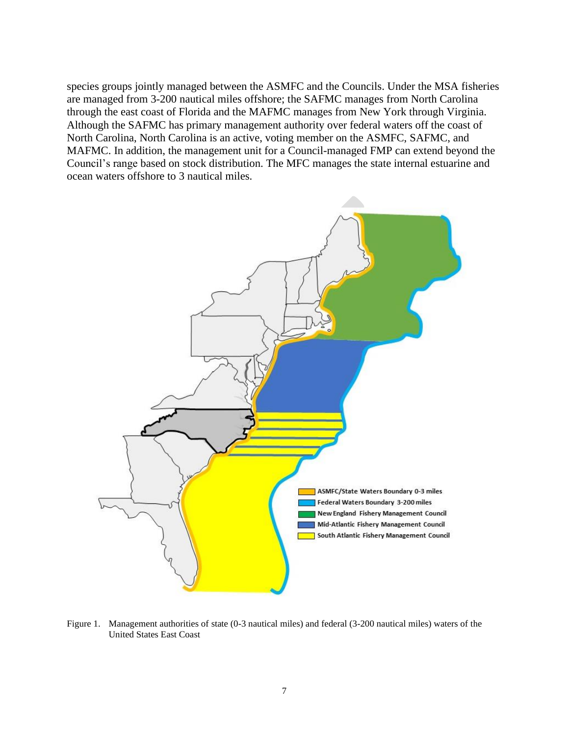species groups jointly managed between the ASMFC and the Councils. Under the MSA fisheries are managed from 3-200 nautical miles offshore; the SAFMC manages from North Carolina through the east coast of Florida and the MAFMC manages from New York through Virginia. Although the SAFMC has primary management authority over federal waters off the coast of North Carolina, North Carolina is an active, voting member on the ASMFC, SAFMC, and MAFMC. In addition, the management unit for a Council-managed FMP can extend beyond the Council's range based on stock distribution. The MFC manages the state internal estuarine and ocean waters offshore to 3 nautical miles.

ASMFC/State Waters Boundary 0-3 miles
Federal Waters Boundary 3-200 miles
New England Fishery Management Council
Mid-Atlantic Fishery Management Council
South Atlantic Fishery Management Council

Figure 1. Management authorities of state (0-3 nautical miles) and federal (3-200 nautical miles) waters of the United States East Coast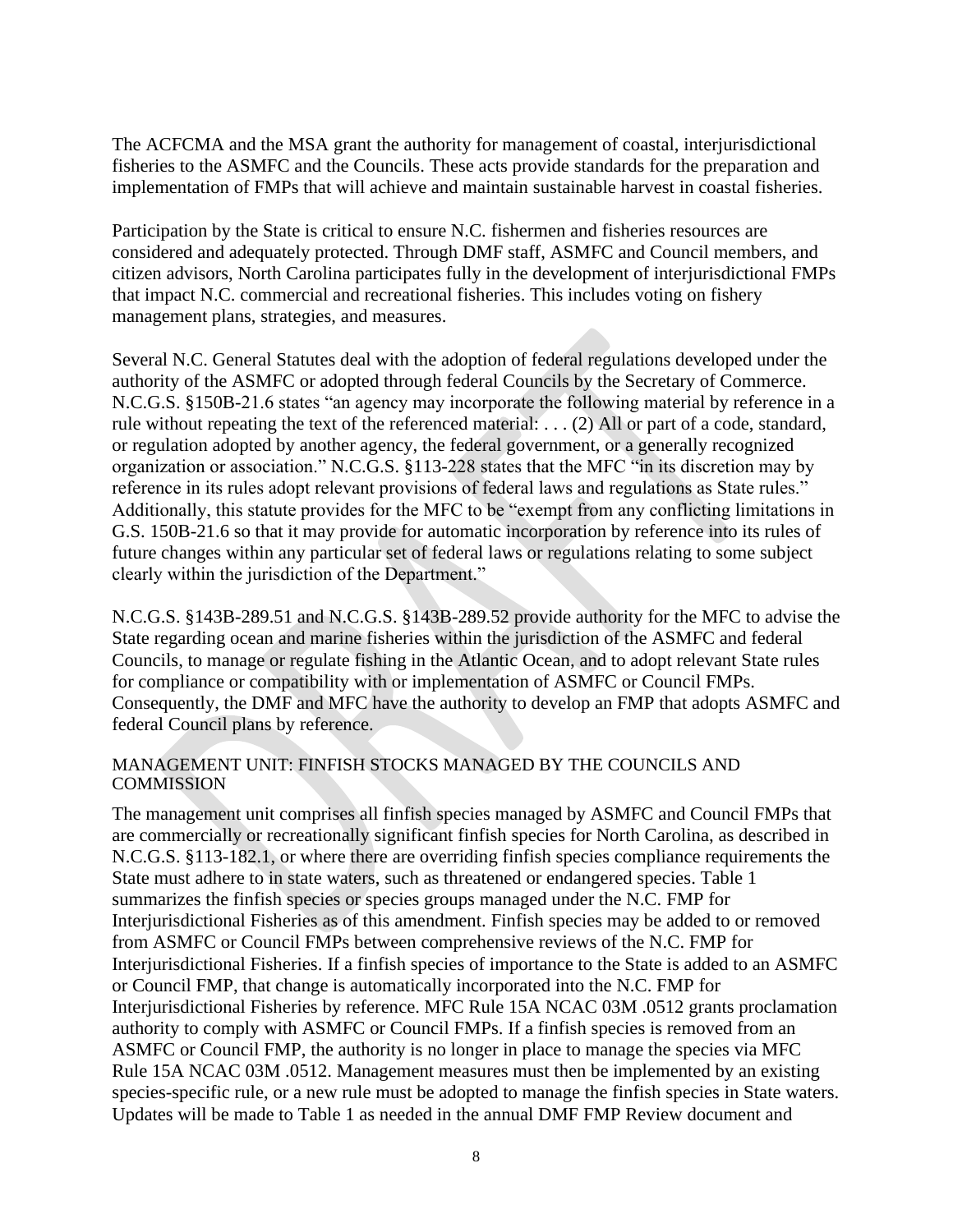The ACFCMA and the MSA grant the authority for management of coastal, interjurisdictional fisheries to the ASMFC and the Councils. These acts provide standards for the preparation and implementation of FMPs that will achieve and maintain sustainable harvest in coastal fisheries.

Participation by the State is critical to ensure N.C. fishermen and fisheries resources are considered and adequately protected. Through DMF staff, ASMFC and Council members, and citizen advisors, North Carolina participates fully in the development of interjurisdictional FMPs that impact N.C. commercial and recreational fisheries. This includes voting on fishery management plans, strategies, and measures.

Several N.C. General Statutes deal with the adoption of federal regulations developed under the authority of the ASMFC or adopted through federal Councils by the Secretary of Commerce. N.C.G.S. §150B-21.6 states "an agency may incorporate the following material by reference in a rule without repeating the text of the referenced material: . . . (2) All or part of a code, standard, or regulation adopted by another agency, the federal government, or a generally recognized organization or association." N.C.G.S. §113-228 states that the MFC "in its discretion may by reference in its rules adopt relevant provisions of federal laws and regulations as State rules." Additionally, this statute provides for the MFC to be "exempt from any conflicting limitations in G.S. 150B-21.6 so that it may provide for automatic incorporation by reference into its rules of future changes within any particular set of federal laws or regulations relating to some subject clearly within the jurisdiction of the Department."

N.C.G.S. §143B-289.51 and N.C.G.S. §143B-289.52 provide authority for the MFC to advise the State regarding ocean and marine fisheries within the jurisdiction of the ASMFC and federal Councils, to manage or regulate fishing in the Atlantic Ocean, and to adopt relevant State rules for compliance or compatibility with or implementation of ASMFC or Council FMPs. Consequently, the DMF and MFC have the authority to develop an FMP that adopts ASMFC and federal Council plans by reference.

## MANAGEMENT UNIT: FINFISH STOCKS MANAGED BY THE COUNCILS AND COMMISSION

The management unit comprises all finfish species managed by ASMFC and Council FMPs that are commercially or recreationally significant finfish species for North Carolina, as described in N.C.G.S. §113-182.1, or where there are overriding finfish species compliance requirements the State must adhere to in state waters, such as threatened or endangered species. Table 1 summarizes the finfish species or species groups managed under the N.C. FMP for Interjurisdictional Fisheries as of this amendment. Finfish species may be added to or removed from ASMFC or Council FMPs between comprehensive reviews of the N.C. FMP for Interjurisdictional Fisheries. If a finfish species of importance to the State is added to an ASMFC or Council FMP, that change is automatically incorporated into the N.C. FMP for Interjurisdictional Fisheries by reference. MFC Rule 15A NCAC 03M .0512 grants proclamation authority to comply with ASMFC or Council FMPs. If a finfish species is removed from an ASMFC or Council FMP, the authority is no longer in place to manage the species via MFC Rule 15A NCAC 03M .0512. Management measures must then be implemented by an existing species-specific rule, or a new rule must be adopted to manage the finfish species in State waters. Updates will be made to Table 1 as needed in the annual DMF FMP Review document and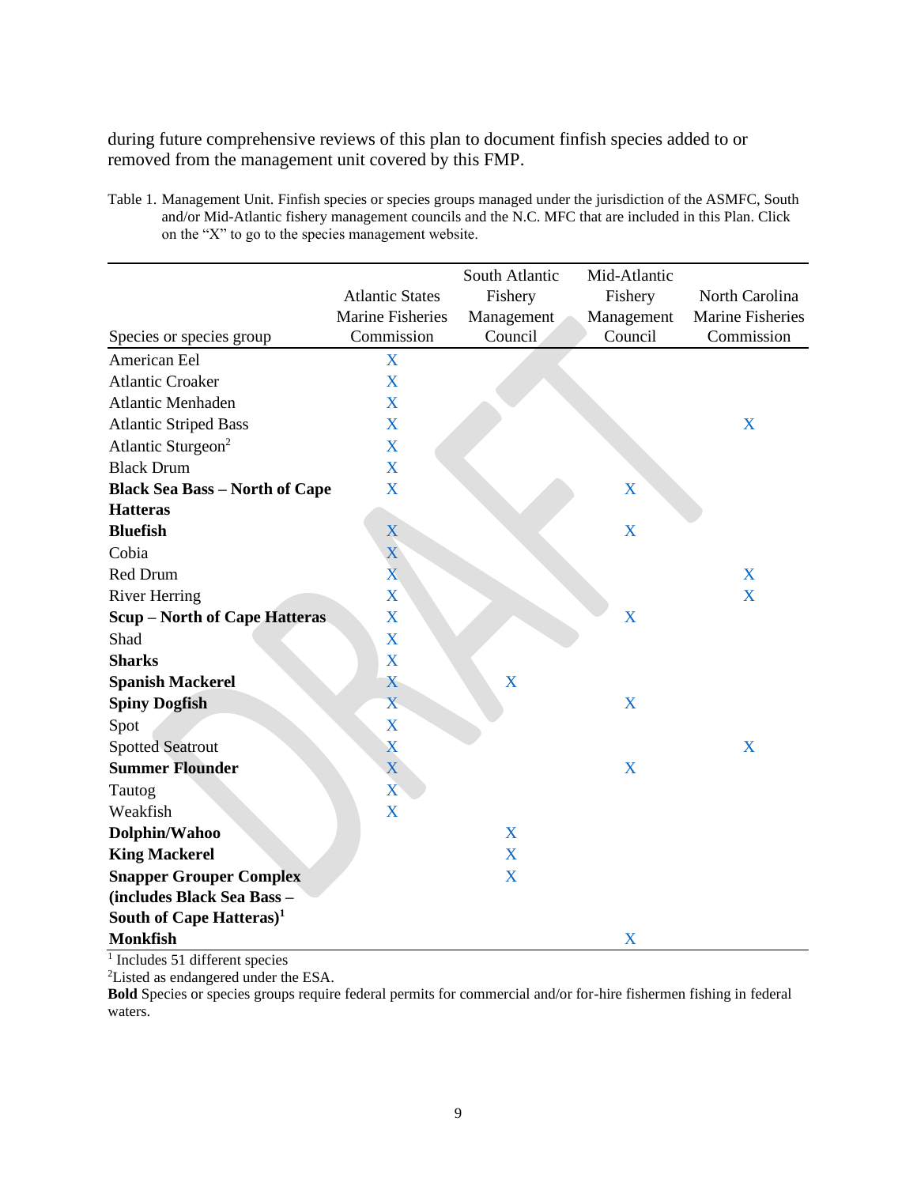during future comprehensive reviews of this plan to document finfish species added to or removed from the management unit covered by this FMP.

Table 1. Management Unit. Finfish species or species groups managed under the jurisdiction of the ASMFC, South and/or Mid-Atlantic fishery management councils and the N.C. MFC that are included in this Plan. Click on the "X" to go to the species management website.

| Species or species group | Atlantic States Marine Fisheries Commission | South Atlantic Fishery Management Council | Mid-Atlantic Fishery Management Council | North Carolina Marine Fisheries Commission |
|---|---|---|---|---|
| American Eel | X | | | |
| Atlantic Croaker | X | | | |
| Atlantic Menhaden | X | | | |
| Atlantic Striped Bass | X | | | X |
| Atlantic Sturgeon[2] | X | | | |
| Black Drum | X | | | |
| **Black Sea Bass – North of Cape Hatteras** | X | | X | |
| **Bluefish** | X | | X | |
| Cobia | X | | | |
| Red Drum | X | | | X |
| River Herring | X | | | X |
| **Scup – North of Cape Hatteras** | X | | X | |
| Shad | X | | | |
| **Sharks** | X | | | |
| **Spanish Mackerel** | X | X | | |
| **Spiny Dogfish** | X | | X | |
| Spot | X | | | |
| Spotted Seatrout | X | | | X |
| **Summer Flounder** | X | | X | |
| Tautog | X | | | |
| Weakfish | X | | | |
| **Dolphin/Wahoo** | | X | | |
| **King Mackerel** | | X | | |
| **Snapper Grouper Complex (includes Black Sea Bass – South of Cape Hatteras)**[1] | | X | | |
| **Monkfish** | | | X | |

[1] Includes 51 different species

[2]Listed as endangered under the ESA.

**Bold** Species or species groups require federal permits for commercial and/or for-hire fishermen fishing in federal waters.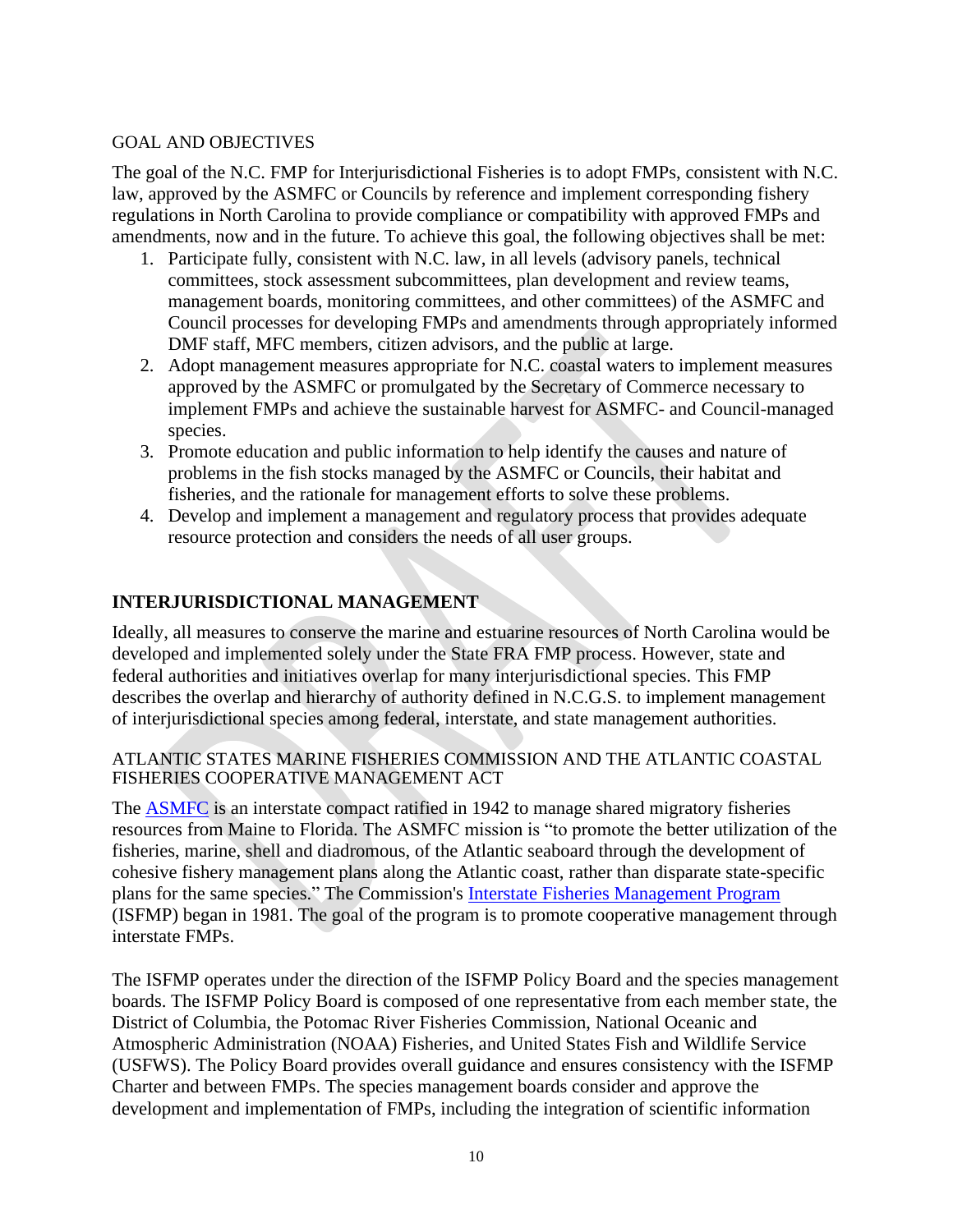### GOAL AND OBJECTIVES

The goal of the N.C. FMP for Interjurisdictional Fisheries is to adopt FMPs, consistent with N.C. law, approved by the ASMFC or Councils by reference and implement corresponding fishery regulations in North Carolina to provide compliance or compatibility with approved FMPs and amendments, now and in the future. To achieve this goal, the following objectives shall be met:

1. Participate fully, consistent with N.C. law, in all levels (advisory panels, technical committees, stock assessment subcommittees, plan development and review teams, management boards, monitoring committees, and other committees) of the ASMFC and Council processes for developing FMPs and amendments through appropriately informed DMF staff, MFC members, citizen advisors, and the public at large.
2. Adopt management measures appropriate for N.C. coastal waters to implement measures approved by the ASMFC or promulgated by the Secretary of Commerce necessary to implement FMPs and achieve the sustainable harvest for ASMFC- and Council-managed species.
3. Promote education and public information to help identify the causes and nature of problems in the fish stocks managed by the ASMFC or Councils, their habitat and fisheries, and the rationale for management efforts to solve these problems.
4. Develop and implement a management and regulatory process that provides adequate resource protection and considers the needs of all user groups.

## INTERJURISDICTIONAL MANAGEMENT

Ideally, all measures to conserve the marine and estuarine resources of North Carolina would be developed and implemented solely under the State FRA FMP process. However, state and federal authorities and initiatives overlap for many interjurisdictional species. This FMP describes the overlap and hierarchy of authority defined in N.C.G.S. to implement management of interjurisdictional species among federal, interstate, and state management authorities.

### ATLANTIC STATES MARINE FISHERIES COMMISSION AND THE ATLANTIC COASTAL FISHERIES COOPERATIVE MANAGEMENT ACT

The ASMFC is an interstate compact ratified in 1942 to manage shared migratory fisheries resources from Maine to Florida. The ASMFC mission is "to promote the better utilization of the fisheries, marine, shell and diadromous, of the Atlantic seaboard through the development of cohesive fishery management plans along the Atlantic coast, rather than disparate state-specific plans for the same species." The Commission's Interstate Fisheries Management Program (ISFMP) began in 1981. The goal of the program is to promote cooperative management through interstate FMPs.

The ISFMP operates under the direction of the ISFMP Policy Board and the species management boards. The ISFMP Policy Board is composed of one representative from each member state, the District of Columbia, the Potomac River Fisheries Commission, National Oceanic and Atmospheric Administration (NOAA) Fisheries, and United States Fish and Wildlife Service (USFWS). The Policy Board provides overall guidance and ensures consistency with the ISFMP Charter and between FMPs. The species management boards consider and approve the development and implementation of FMPs, including the integration of scientific information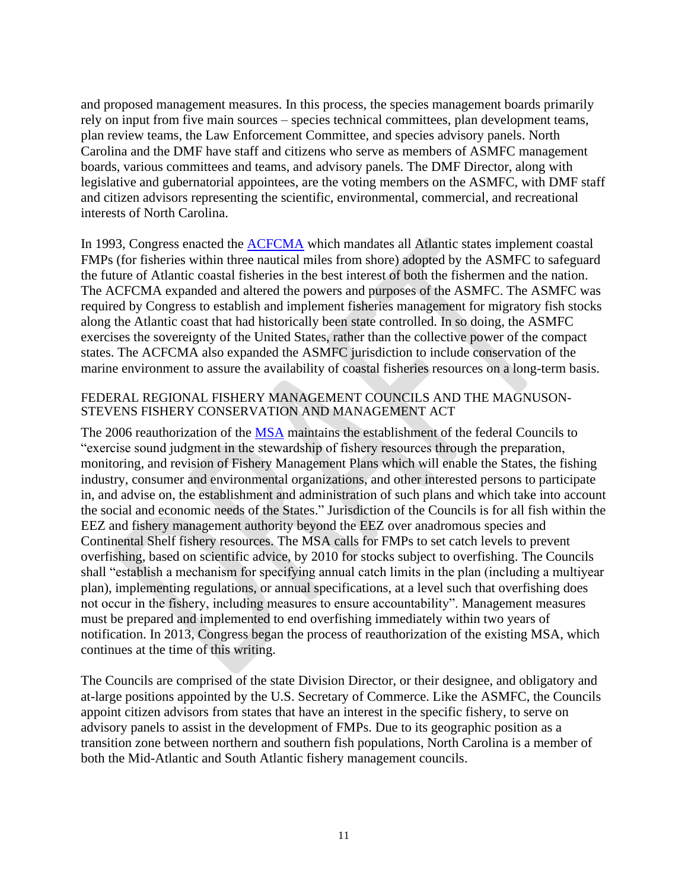and proposed management measures. In this process, the species management boards primarily rely on input from five main sources – species technical committees, plan development teams, plan review teams, the Law Enforcement Committee, and species advisory panels. North Carolina and the DMF have staff and citizens who serve as members of ASMFC management boards, various committees and teams, and advisory panels. The DMF Director, along with legislative and gubernatorial appointees, are the voting members on the ASMFC, with DMF staff and citizen advisors representing the scientific, environmental, commercial, and recreational interests of North Carolina.

In 1993, Congress enacted the ACFCMA which mandates all Atlantic states implement coastal FMPs (for fisheries within three nautical miles from shore) adopted by the ASMFC to safeguard the future of Atlantic coastal fisheries in the best interest of both the fishermen and the nation. The ACFCMA expanded and altered the powers and purposes of the ASMFC. The ASMFC was required by Congress to establish and implement fisheries management for migratory fish stocks along the Atlantic coast that had historically been state controlled. In so doing, the ASMFC exercises the sovereignty of the United States, rather than the collective power of the compact states. The ACFCMA also expanded the ASMFC jurisdiction to include conservation of the marine environment to assure the availability of coastal fisheries resources on a long-term basis.

### FEDERAL REGIONAL FISHERY MANAGEMENT COUNCILS AND THE MAGNUSON-STEVENS FISHERY CONSERVATION AND MANAGEMENT ACT

The 2006 reauthorization of the MSA maintains the establishment of the federal Councils to "exercise sound judgment in the stewardship of fishery resources through the preparation, monitoring, and revision of Fishery Management Plans which will enable the States, the fishing industry, consumer and environmental organizations, and other interested persons to participate in, and advise on, the establishment and administration of such plans and which take into account the social and economic needs of the States." Jurisdiction of the Councils is for all fish within the EEZ and fishery management authority beyond the EEZ over anadromous species and Continental Shelf fishery resources. The MSA calls for FMPs to set catch levels to prevent overfishing, based on scientific advice, by 2010 for stocks subject to overfishing. The Councils shall "establish a mechanism for specifying annual catch limits in the plan (including a multiyear plan), implementing regulations, or annual specifications, at a level such that overfishing does not occur in the fishery, including measures to ensure accountability". Management measures must be prepared and implemented to end overfishing immediately within two years of notification. In 2013, Congress began the process of reauthorization of the existing MSA, which continues at the time of this writing.

The Councils are comprised of the state Division Director, or their designee, and obligatory and at-large positions appointed by the U.S. Secretary of Commerce. Like the ASMFC, the Councils appoint citizen advisors from states that have an interest in the specific fishery, to serve on advisory panels to assist in the development of FMPs. Due to its geographic position as a transition zone between northern and southern fish populations, North Carolina is a member of both the Mid-Atlantic and South Atlantic fishery management councils.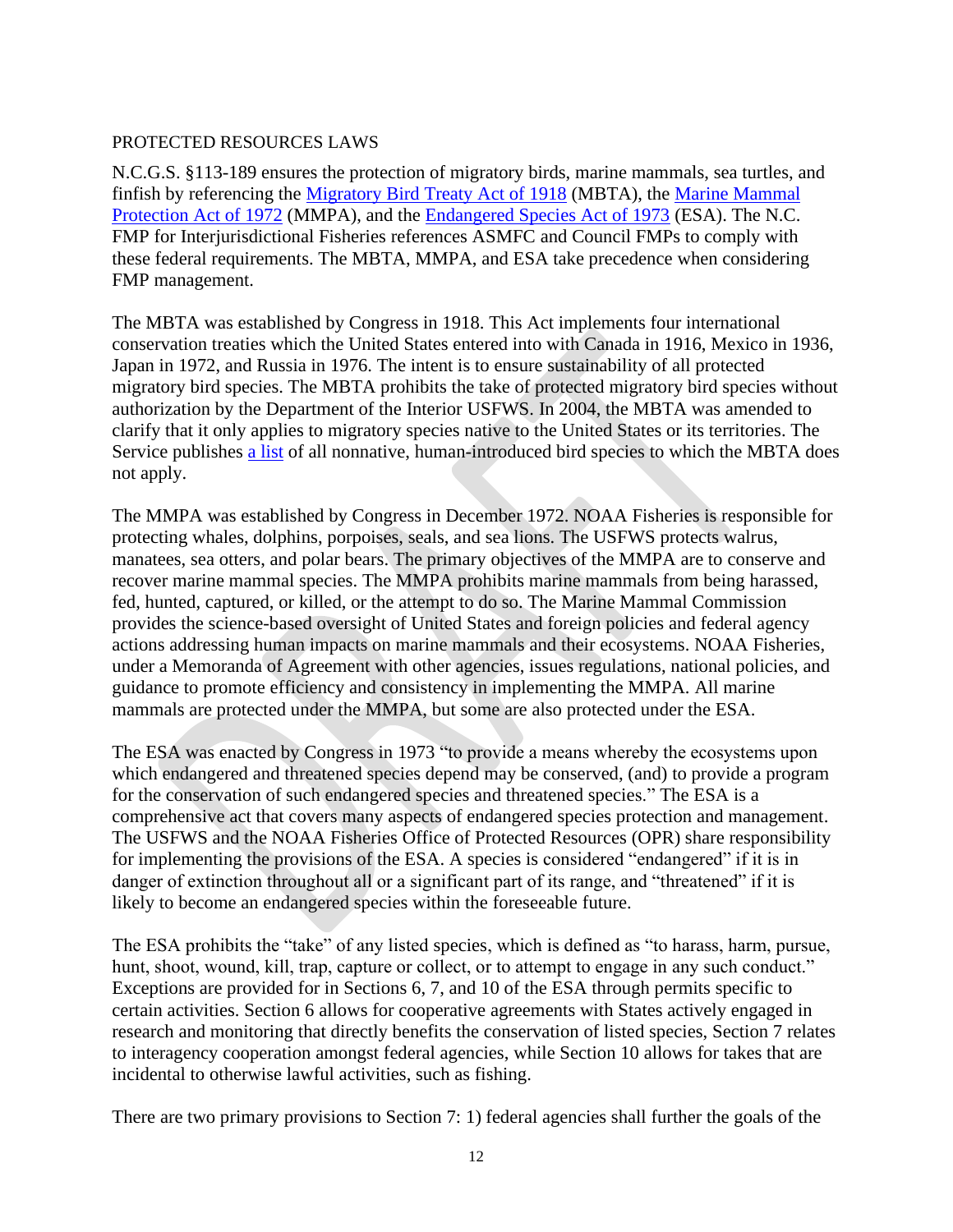PROTECTED RESOURCES LAWS

N.C.G.S. §113-189 ensures the protection of migratory birds, marine mammals, sea turtles, and finfish by referencing the Migratory Bird Treaty Act of 1918 (MBTA), the Marine Mammal Protection Act of 1972 (MMPA), and the Endangered Species Act of 1973 (ESA). The N.C. FMP for Interjurisdictional Fisheries references ASMFC and Council FMPs to comply with these federal requirements. The MBTA, MMPA, and ESA take precedence when considering FMP management.

The MBTA was established by Congress in 1918. This Act implements four international conservation treaties which the United States entered into with Canada in 1916, Mexico in 1936, Japan in 1972, and Russia in 1976. The intent is to ensure sustainability of all protected migratory bird species. The MBTA prohibits the take of protected migratory bird species without authorization by the Department of the Interior USFWS. In 2004, the MBTA was amended to clarify that it only applies to migratory species native to the United States or its territories. The Service publishes a list of all nonnative, human-introduced bird species to which the MBTA does not apply.

The MMPA was established by Congress in December 1972. NOAA Fisheries is responsible for protecting whales, dolphins, porpoises, seals, and sea lions. The USFWS protects walrus, manatees, sea otters, and polar bears. The primary objectives of the MMPA are to conserve and recover marine mammal species. The MMPA prohibits marine mammals from being harassed, fed, hunted, captured, or killed, or the attempt to do so. The Marine Mammal Commission provides the science-based oversight of United States and foreign policies and federal agency actions addressing human impacts on marine mammals and their ecosystems. NOAA Fisheries, under a Memoranda of Agreement with other agencies, issues regulations, national policies, and guidance to promote efficiency and consistency in implementing the MMPA. All marine mammals are protected under the MMPA, but some are also protected under the ESA.

The ESA was enacted by Congress in 1973 "to provide a means whereby the ecosystems upon which endangered and threatened species depend may be conserved, (and) to provide a program for the conservation of such endangered species and threatened species." The ESA is a comprehensive act that covers many aspects of endangered species protection and management. The USFWS and the NOAA Fisheries Office of Protected Resources (OPR) share responsibility for implementing the provisions of the ESA. A species is considered "endangered" if it is in danger of extinction throughout all or a significant part of its range, and "threatened" if it is likely to become an endangered species within the foreseeable future.

The ESA prohibits the "take" of any listed species, which is defined as "to harass, harm, pursue, hunt, shoot, wound, kill, trap, capture or collect, or to attempt to engage in any such conduct." Exceptions are provided for in Sections 6, 7, and 10 of the ESA through permits specific to certain activities. Section 6 allows for cooperative agreements with States actively engaged in research and monitoring that directly benefits the conservation of listed species, Section 7 relates to interagency cooperation amongst federal agencies, while Section 10 allows for takes that are incidental to otherwise lawful activities, such as fishing.

There are two primary provisions to Section 7: 1) federal agencies shall further the goals of the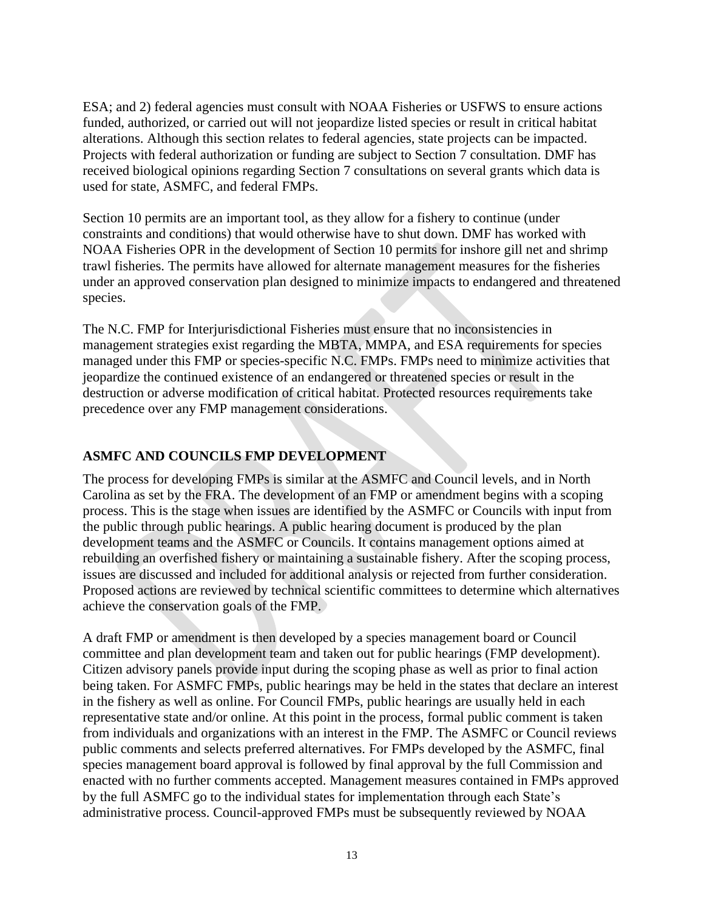ESA; and 2) federal agencies must consult with NOAA Fisheries or USFWS to ensure actions funded, authorized, or carried out will not jeopardize listed species or result in critical habitat alterations. Although this section relates to federal agencies, state projects can be impacted. Projects with federal authorization or funding are subject to Section 7 consultation. DMF has received biological opinions regarding Section 7 consultations on several grants which data is used for state, ASMFC, and federal FMPs.

Section 10 permits are an important tool, as they allow for a fishery to continue (under constraints and conditions) that would otherwise have to shut down. DMF has worked with NOAA Fisheries OPR in the development of Section 10 permits for inshore gill net and shrimp trawl fisheries. The permits have allowed for alternate management measures for the fisheries under an approved conservation plan designed to minimize impacts to endangered and threatened species.

The N.C. FMP for Interjurisdictional Fisheries must ensure that no inconsistencies in management strategies exist regarding the MBTA, MMPA, and ESA requirements for species managed under this FMP or species-specific N.C. FMPs. FMPs need to minimize activities that jeopardize the continued existence of an endangered or threatened species or result in the destruction or adverse modification of critical habitat. Protected resources requirements take precedence over any FMP management considerations.

## ASMFC AND COUNCILS FMP DEVELOPMENT

The process for developing FMPs is similar at the ASMFC and Council levels, and in North Carolina as set by the FRA. The development of an FMP or amendment begins with a scoping process. This is the stage when issues are identified by the ASMFC or Councils with input from the public through public hearings. A public hearing document is produced by the plan development teams and the ASMFC or Councils. It contains management options aimed at rebuilding an overfished fishery or maintaining a sustainable fishery. After the scoping process, issues are discussed and included for additional analysis or rejected from further consideration. Proposed actions are reviewed by technical scientific committees to determine which alternatives achieve the conservation goals of the FMP.

A draft FMP or amendment is then developed by a species management board or Council committee and plan development team and taken out for public hearings (FMP development). Citizen advisory panels provide input during the scoping phase as well as prior to final action being taken. For ASMFC FMPs, public hearings may be held in the states that declare an interest in the fishery as well as online. For Council FMPs, public hearings are usually held in each representative state and/or online. At this point in the process, formal public comment is taken from individuals and organizations with an interest in the FMP. The ASMFC or Council reviews public comments and selects preferred alternatives. For FMPs developed by the ASMFC, final species management board approval is followed by final approval by the full Commission and enacted with no further comments accepted. Management measures contained in FMPs approved by the full ASMFC go to the individual states for implementation through each State's administrative process. Council-approved FMPs must be subsequently reviewed by NOAA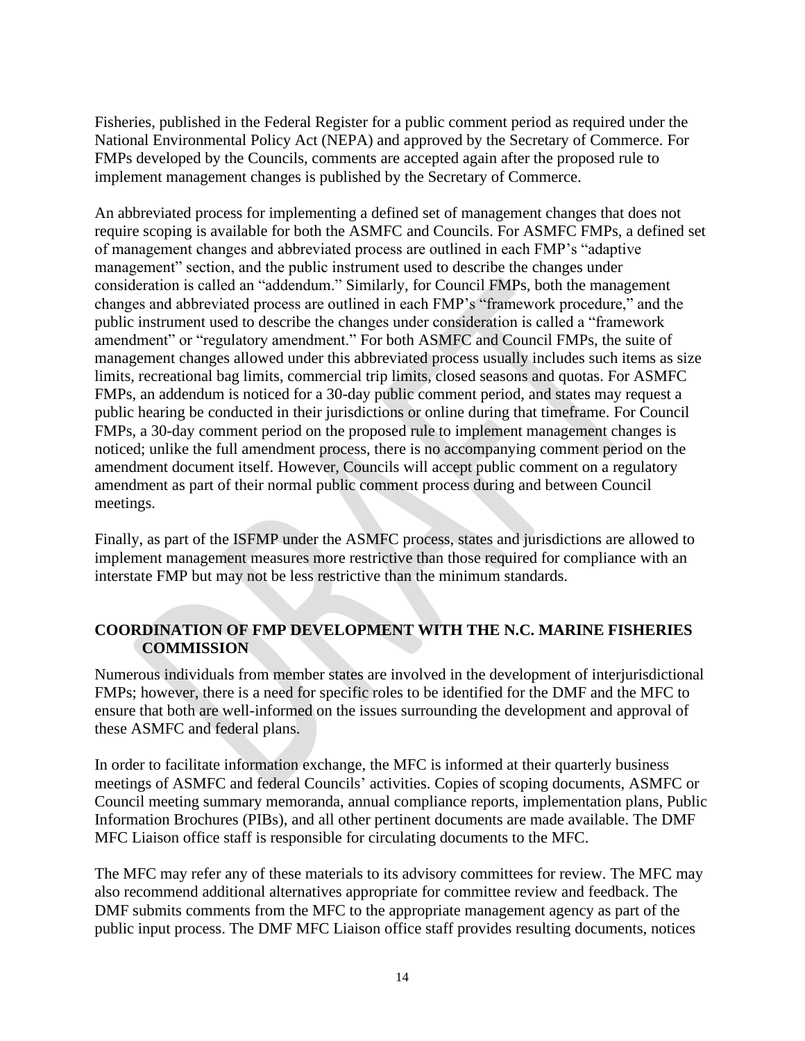Fisheries, published in the Federal Register for a public comment period as required under the National Environmental Policy Act (NEPA) and approved by the Secretary of Commerce. For FMPs developed by the Councils, comments are accepted again after the proposed rule to implement management changes is published by the Secretary of Commerce.

An abbreviated process for implementing a defined set of management changes that does not require scoping is available for both the ASMFC and Councils. For ASMFC FMPs, a defined set of management changes and abbreviated process are outlined in each FMP's "adaptive management" section, and the public instrument used to describe the changes under consideration is called an "addendum." Similarly, for Council FMPs, both the management changes and abbreviated process are outlined in each FMP's "framework procedure," and the public instrument used to describe the changes under consideration is called a "framework amendment" or "regulatory amendment." For both ASMFC and Council FMPs, the suite of management changes allowed under this abbreviated process usually includes such items as size limits, recreational bag limits, commercial trip limits, closed seasons and quotas. For ASMFC FMPs, an addendum is noticed for a 30-day public comment period, and states may request a public hearing be conducted in their jurisdictions or online during that timeframe. For Council FMPs, a 30-day comment period on the proposed rule to implement management changes is noticed; unlike the full amendment process, there is no accompanying comment period on the amendment document itself. However, Councils will accept public comment on a regulatory amendment as part of their normal public comment process during and between Council meetings.

Finally, as part of the ISFMP under the ASMFC process, states and jurisdictions are allowed to implement management measures more restrictive than those required for compliance with an interstate FMP but may not be less restrictive than the minimum standards.

## COORDINATION OF FMP DEVELOPMENT WITH THE N.C. MARINE FISHERIES COMMISSION

Numerous individuals from member states are involved in the development of interjurisdictional FMPs; however, there is a need for specific roles to be identified for the DMF and the MFC to ensure that both are well-informed on the issues surrounding the development and approval of these ASMFC and federal plans.

In order to facilitate information exchange, the MFC is informed at their quarterly business meetings of ASMFC and federal Councils' activities. Copies of scoping documents, ASMFC or Council meeting summary memoranda, annual compliance reports, implementation plans, Public Information Brochures (PIBs), and all other pertinent documents are made available. The DMF MFC Liaison office staff is responsible for circulating documents to the MFC.

The MFC may refer any of these materials to its advisory committees for review. The MFC may also recommend additional alternatives appropriate for committee review and feedback. The DMF submits comments from the MFC to the appropriate management agency as part of the public input process. The DMF MFC Liaison office staff provides resulting documents, notices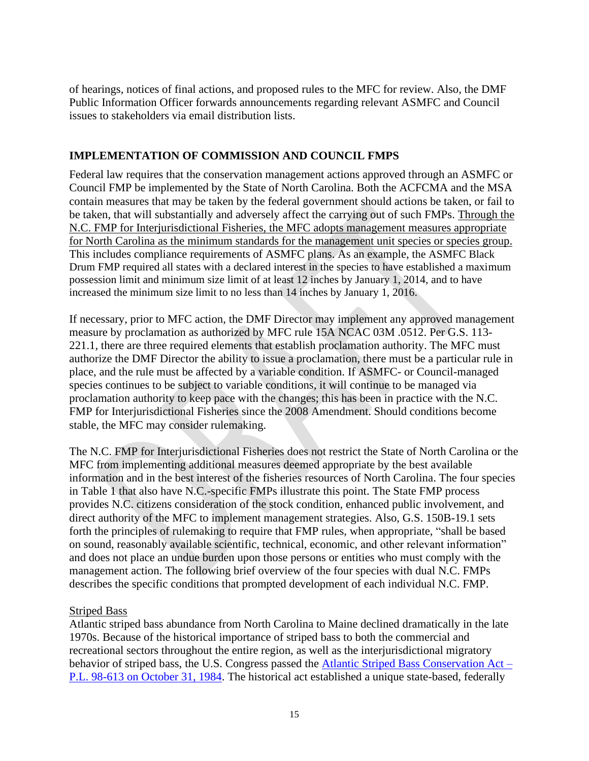of hearings, notices of final actions, and proposed rules to the MFC for review. Also, the DMF Public Information Officer forwards announcements regarding relevant ASMFC and Council issues to stakeholders via email distribution lists.

## IMPLEMENTATION OF COMMISSION AND COUNCIL FMPS

Federal law requires that the conservation management actions approved through an ASMFC or Council FMP be implemented by the State of North Carolina. Both the ACFCMA and the MSA contain measures that may be taken by the federal government should actions be taken, or fail to be taken, that will substantially and adversely affect the carrying out of such FMPs. Through the N.C. FMP for Interjurisdictional Fisheries, the MFC adopts management measures appropriate for North Carolina as the minimum standards for the management unit species or species group. This includes compliance requirements of ASMFC plans. As an example, the ASMFC Black Drum FMP required all states with a declared interest in the species to have established a maximum possession limit and minimum size limit of at least 12 inches by January 1, 2014, and to have increased the minimum size limit to no less than 14 inches by January 1, 2016.

If necessary, prior to MFC action, the DMF Director may implement any approved management measure by proclamation as authorized by MFC rule 15A NCAC 03M .0512. Per G.S. 113-221.1, there are three required elements that establish proclamation authority. The MFC must authorize the DMF Director the ability to issue a proclamation, there must be a particular rule in place, and the rule must be affected by a variable condition. If ASMFC- or Council-managed species continues to be subject to variable conditions, it will continue to be managed via proclamation authority to keep pace with the changes; this has been in practice with the N.C. FMP for Interjurisdictional Fisheries since the 2008 Amendment. Should conditions become stable, the MFC may consider rulemaking.

The N.C. FMP for Interjurisdictional Fisheries does not restrict the State of North Carolina or the MFC from implementing additional measures deemed appropriate by the best available information and in the best interest of the fisheries resources of North Carolina. The four species in Table 1 that also have N.C.-specific FMPs illustrate this point. The State FMP process provides N.C. citizens consideration of the stock condition, enhanced public involvement, and direct authority of the MFC to implement management strategies. Also, G.S. 150B-19.1 sets forth the principles of rulemaking to require that FMP rules, when appropriate, "shall be based on sound, reasonably available scientific, technical, economic, and other relevant information" and does not place an undue burden upon those persons or entities who must comply with the management action. The following brief overview of the four species with dual N.C. FMPs describes the specific conditions that prompted development of each individual N.C. FMP.

### Striped Bass

Atlantic striped bass abundance from North Carolina to Maine declined dramatically in the late 1970s. Because of the historical importance of striped bass to both the commercial and recreational sectors throughout the entire region, as well as the interjurisdictional migratory behavior of striped bass, the U.S. Congress passed the Atlantic Striped Bass Conservation Act – P.L. 98-613 on October 31, 1984. The historical act established a unique state-based, federally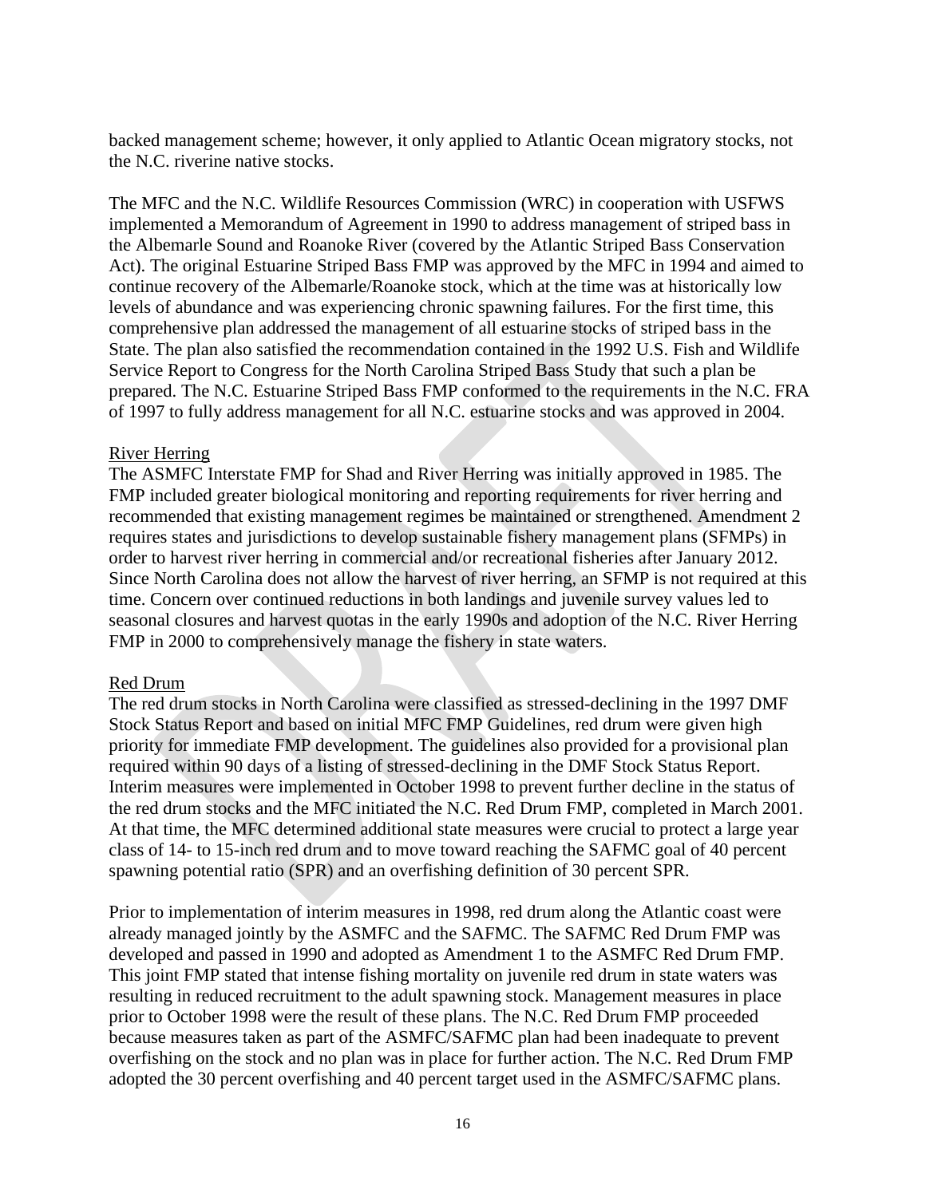backed management scheme; however, it only applied to Atlantic Ocean migratory stocks, not the N.C. riverine native stocks.

The MFC and the N.C. Wildlife Resources Commission (WRC) in cooperation with USFWS implemented a Memorandum of Agreement in 1990 to address management of striped bass in the Albemarle Sound and Roanoke River (covered by the Atlantic Striped Bass Conservation Act). The original Estuarine Striped Bass FMP was approved by the MFC in 1994 and aimed to continue recovery of the Albemarle/Roanoke stock, which at the time was at historically low levels of abundance and was experiencing chronic spawning failures. For the first time, this comprehensive plan addressed the management of all estuarine stocks of striped bass in the State. The plan also satisfied the recommendation contained in the 1992 U.S. Fish and Wildlife Service Report to Congress for the North Carolina Striped Bass Study that such a plan be prepared. The N.C. Estuarine Striped Bass FMP conformed to the requirements in the N.C. FRA of 1997 to fully address management for all N.C. estuarine stocks and was approved in 2004.

River Herring

The ASMFC Interstate FMP for Shad and River Herring was initially approved in 1985. The FMP included greater biological monitoring and reporting requirements for river herring and recommended that existing management regimes be maintained or strengthened. Amendment 2 requires states and jurisdictions to develop sustainable fishery management plans (SFMPs) in order to harvest river herring in commercial and/or recreational fisheries after January 2012. Since North Carolina does not allow the harvest of river herring, an SFMP is not required at this time. Concern over continued reductions in both landings and juvenile survey values led to seasonal closures and harvest quotas in the early 1990s and adoption of the N.C. River Herring FMP in 2000 to comprehensively manage the fishery in state waters.

Red Drum

The red drum stocks in North Carolina were classified as stressed-declining in the 1997 DMF Stock Status Report and based on initial MFC FMP Guidelines, red drum were given high priority for immediate FMP development. The guidelines also provided for a provisional plan required within 90 days of a listing of stressed-declining in the DMF Stock Status Report. Interim measures were implemented in October 1998 to prevent further decline in the status of the red drum stocks and the MFC initiated the N.C. Red Drum FMP, completed in March 2001. At that time, the MFC determined additional state measures were crucial to protect a large year class of 14- to 15-inch red drum and to move toward reaching the SAFMC goal of 40 percent spawning potential ratio (SPR) and an overfishing definition of 30 percent SPR.

Prior to implementation of interim measures in 1998, red drum along the Atlantic coast were already managed jointly by the ASMFC and the SAFMC. The SAFMC Red Drum FMP was developed and passed in 1990 and adopted as Amendment 1 to the ASMFC Red Drum FMP. This joint FMP stated that intense fishing mortality on juvenile red drum in state waters was resulting in reduced recruitment to the adult spawning stock. Management measures in place prior to October 1998 were the result of these plans. The N.C. Red Drum FMP proceeded because measures taken as part of the ASMFC/SAFMC plan had been inadequate to prevent overfishing on the stock and no plan was in place for further action. The N.C. Red Drum FMP adopted the 30 percent overfishing and 40 percent target used in the ASMFC/SAFMC plans.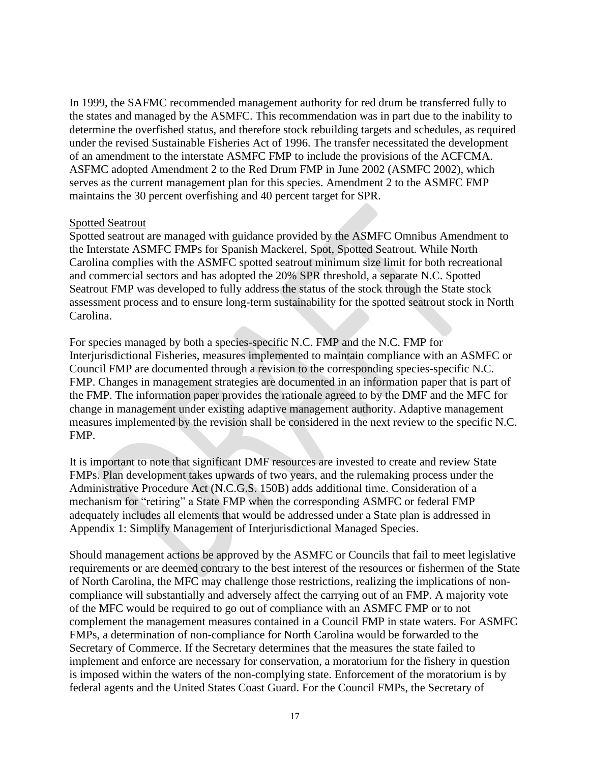In 1999, the SAFMC recommended management authority for red drum be transferred fully to the states and managed by the ASMFC. This recommendation was in part due to the inability to determine the overfished status, and therefore stock rebuilding targets and schedules, as required under the revised Sustainable Fisheries Act of 1996. The transfer necessitated the development of an amendment to the interstate ASMFC FMP to include the provisions of the ACFCMA. ASFMC adopted Amendment 2 to the Red Drum FMP in June 2002 (ASMFC 2002), which serves as the current management plan for this species. Amendment 2 to the ASMFC FMP maintains the 30 percent overfishing and 40 percent target for SPR.

Spotted Seatrout

Spotted seatrout are managed with guidance provided by the ASMFC Omnibus Amendment to the Interstate ASMFC FMPs for Spanish Mackerel, Spot, Spotted Seatrout. While North Carolina complies with the ASMFC spotted seatrout minimum size limit for both recreational and commercial sectors and has adopted the 20% SPR threshold, a separate N.C. Spotted Seatrout FMP was developed to fully address the status of the stock through the State stock assessment process and to ensure long-term sustainability for the spotted seatrout stock in North Carolina.

For species managed by both a species-specific N.C. FMP and the N.C. FMP for Interjurisdictional Fisheries, measures implemented to maintain compliance with an ASMFC or Council FMP are documented through a revision to the corresponding species-specific N.C. FMP. Changes in management strategies are documented in an information paper that is part of the FMP. The information paper provides the rationale agreed to by the DMF and the MFC for change in management under existing adaptive management authority. Adaptive management measures implemented by the revision shall be considered in the next review to the specific N.C. FMP.

It is important to note that significant DMF resources are invested to create and review State FMPs. Plan development takes upwards of two years, and the rulemaking process under the Administrative Procedure Act (N.C.G.S. 150B) adds additional time. Consideration of a mechanism for "retiring" a State FMP when the corresponding ASMFC or federal FMP adequately includes all elements that would be addressed under a State plan is addressed in Appendix 1: Simplify Management of Interjurisdictional Managed Species.

Should management actions be approved by the ASMFC or Councils that fail to meet legislative requirements or are deemed contrary to the best interest of the resources or fishermen of the State of North Carolina, the MFC may challenge those restrictions, realizing the implications of non-compliance will substantially and adversely affect the carrying out of an FMP. A majority vote of the MFC would be required to go out of compliance with an ASMFC FMP or to not complement the management measures contained in a Council FMP in state waters. For ASMFC FMPs, a determination of non-compliance for North Carolina would be forwarded to the Secretary of Commerce. If the Secretary determines that the measures the state failed to implement and enforce are necessary for conservation, a moratorium for the fishery in question is imposed within the waters of the non-complying state. Enforcement of the moratorium is by federal agents and the United States Coast Guard. For the Council FMPs, the Secretary of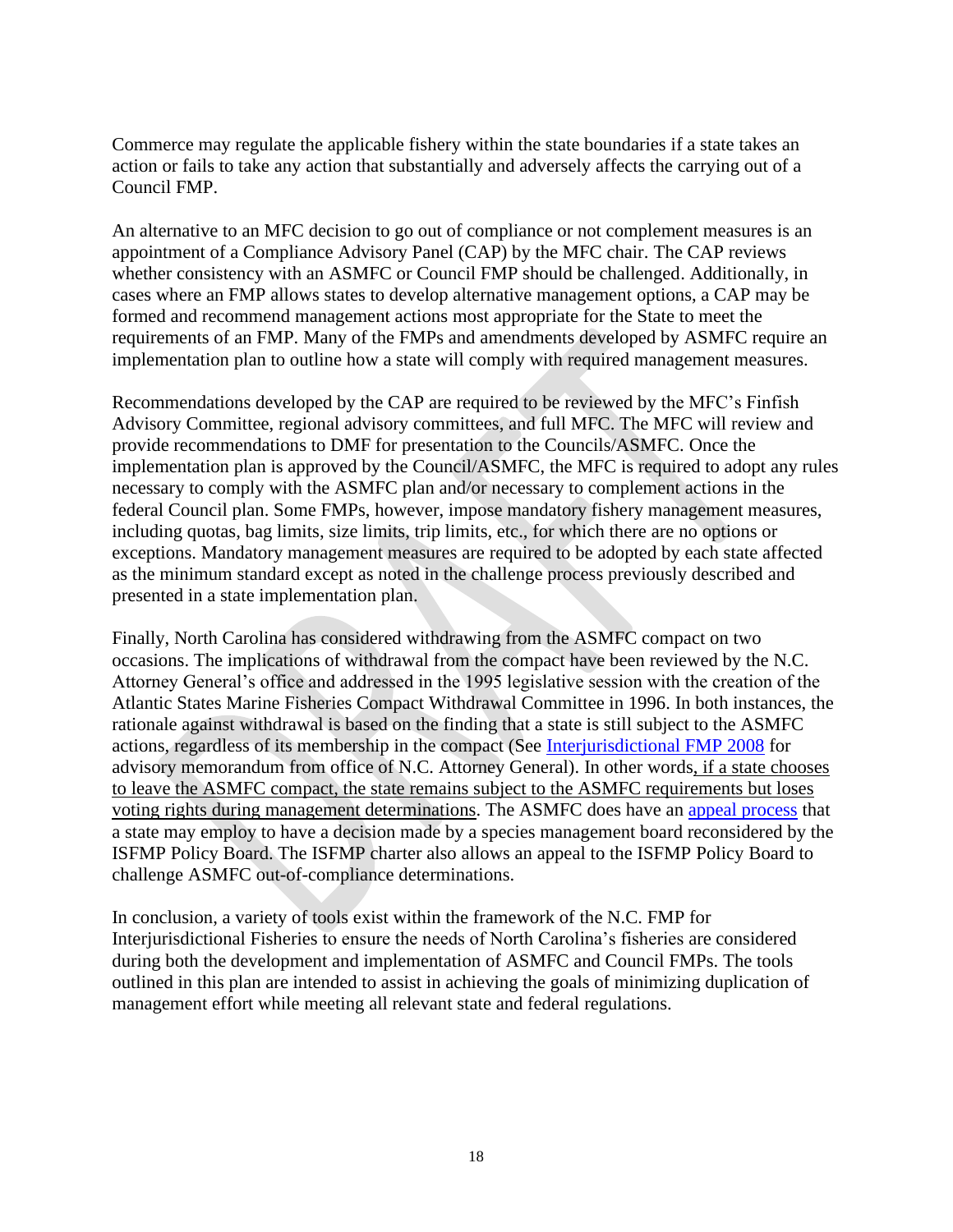Commerce may regulate the applicable fishery within the state boundaries if a state takes an action or fails to take any action that substantially and adversely affects the carrying out of a Council FMP.

An alternative to an MFC decision to go out of compliance or not complement measures is an appointment of a Compliance Advisory Panel (CAP) by the MFC chair. The CAP reviews whether consistency with an ASMFC or Council FMP should be challenged. Additionally, in cases where an FMP allows states to develop alternative management options, a CAP may be formed and recommend management actions most appropriate for the State to meet the requirements of an FMP. Many of the FMPs and amendments developed by ASMFC require an implementation plan to outline how a state will comply with required management measures.

Recommendations developed by the CAP are required to be reviewed by the MFC's Finfish Advisory Committee, regional advisory committees, and full MFC. The MFC will review and provide recommendations to DMF for presentation to the Councils/ASMFC. Once the implementation plan is approved by the Council/ASMFC, the MFC is required to adopt any rules necessary to comply with the ASMFC plan and/or necessary to complement actions in the federal Council plan. Some FMPs, however, impose mandatory fishery management measures, including quotas, bag limits, size limits, trip limits, etc., for which there are no options or exceptions. Mandatory management measures are required to be adopted by each state affected as the minimum standard except as noted in the challenge process previously described and presented in a state implementation plan.

Finally, North Carolina has considered withdrawing from the ASMFC compact on two occasions. The implications of withdrawal from the compact have been reviewed by the N.C. Attorney General's office and addressed in the 1995 legislative session with the creation of the Atlantic States Marine Fisheries Compact Withdrawal Committee in 1996. In both instances, the rationale against withdrawal is based on the finding that a state is still subject to the ASMFC actions, regardless of its membership in the compact (See Interjurisdictional FMP 2008 for advisory memorandum from office of N.C. Attorney General). In other words, <u>if a state chooses to leave the ASMFC compact, the state remains subject to the ASMFC requirements but loses voting rights during management determinations</u>. The ASMFC does have an appeal process that a state may employ to have a decision made by a species management board reconsidered by the ISFMP Policy Board. The ISFMP charter also allows an appeal to the ISFMP Policy Board to challenge ASMFC out-of-compliance determinations.

In conclusion, a variety of tools exist within the framework of the N.C. FMP for Interjurisdictional Fisheries to ensure the needs of North Carolina's fisheries are considered during both the development and implementation of ASMFC and Council FMPs. The tools outlined in this plan are intended to assist in achieving the goals of minimizing duplication of management effort while meeting all relevant state and federal regulations.